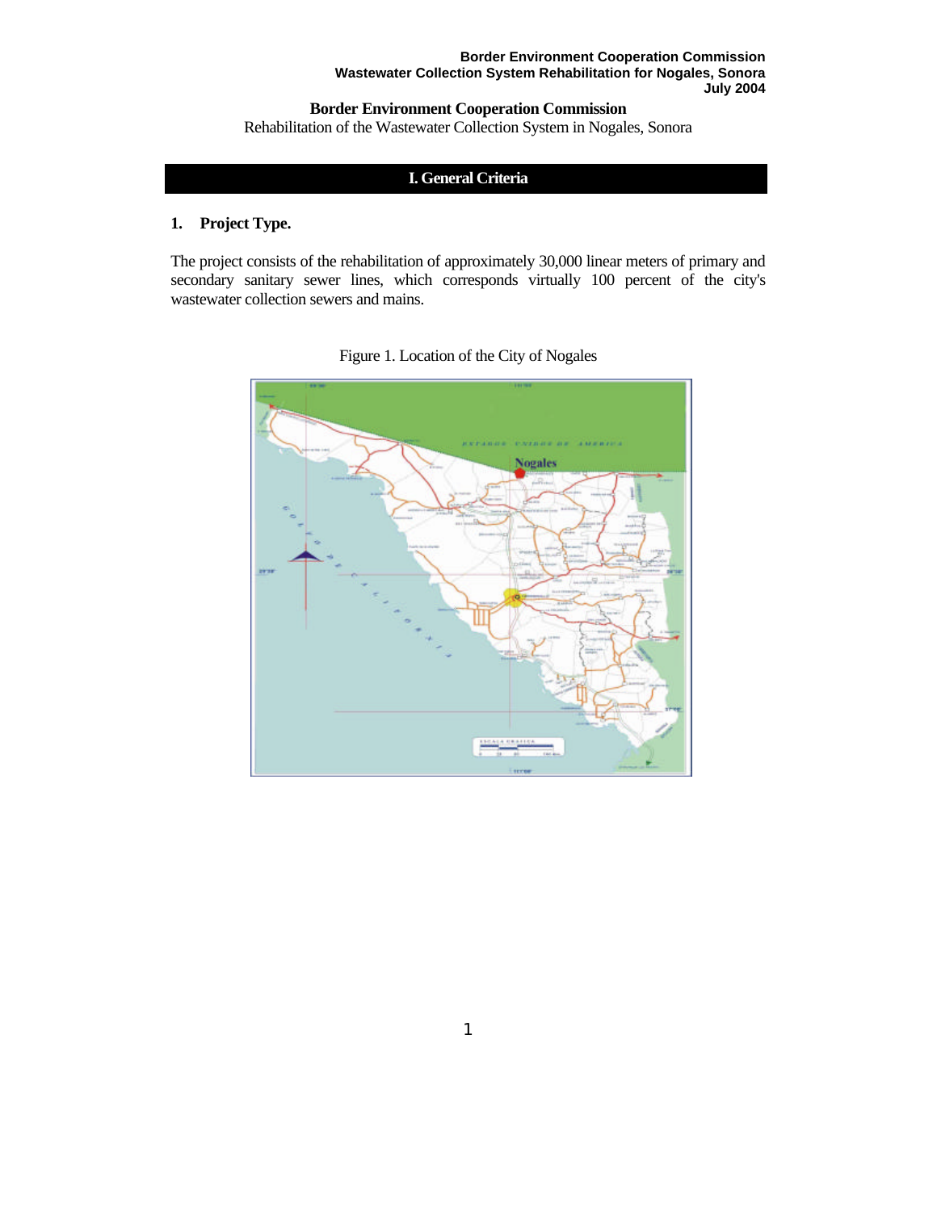**Border Environment Cooperation Commission**
Rehabilitation of the Wastewater Collection System in Nogales, Sonora

## I. General Criteria

### 1. Project Type.

The project consists of the rehabilitation of approximately 30,000 linear meters of primary and secondary sanitary sewer lines, which corresponds virtually 100 percent of the city's wastewater collection sewers and mains.

Figure 1. Location of the City of Nogales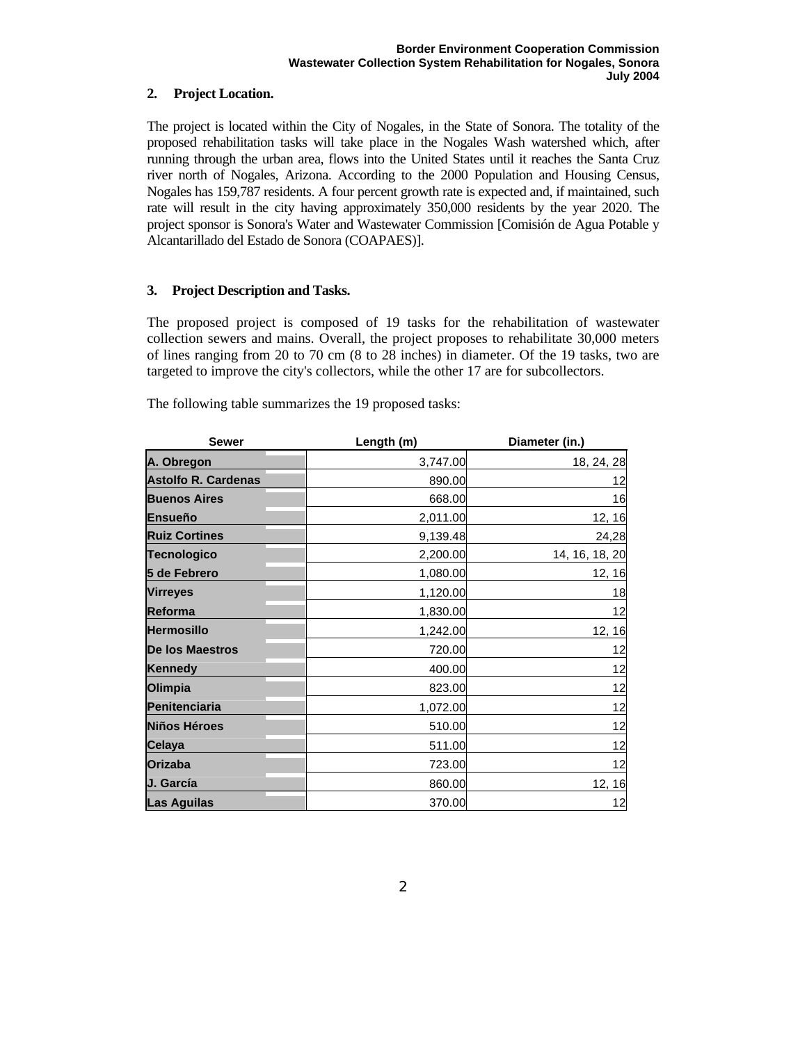## 2. Project Location.

The project is located within the City of Nogales, in the State of Sonora. The totality of the proposed rehabilitation tasks will take place in the Nogales Wash watershed which, after running through the urban area, flows into the United States until it reaches the Santa Cruz river north of Nogales, Arizona. According to the 2000 Population and Housing Census, Nogales has 159,787 residents. A four percent growth rate is expected and, if maintained, such rate will result in the city having approximately 350,000 residents by the year 2020. The project sponsor is Sonora's Water and Wastewater Commission [Comisión de Agua Potable y Alcantarillado del Estado de Sonora (COAPAES)].

## 3. Project Description and Tasks.

The proposed project is composed of 19 tasks for the rehabilitation of wastewater collection sewers and mains. Overall, the project proposes to rehabilitate 30,000 meters of lines ranging from 20 to 70 cm (8 to 28 inches) in diameter. Of the 19 tasks, two are targeted to improve the city's collectors, while the other 17 are for subcollectors.

The following table summarizes the 19 proposed tasks:

| Sewer | Length (m) | Diameter (in.) |
|---|---|---|
| A. Obregon | 3,747.00 | 18, 24, 28 |
| Astolfo R. Cardenas | 890.00 | 12 |
| Buenos Aires | 668.00 | 16 |
| Ensueño | 2,011.00 | 12, 16 |
| Ruiz Cortines | 9,139.48 | 24,28 |
| Tecnologico | 2,200.00 | 14, 16, 18, 20 |
| 5 de Febrero | 1,080.00 | 12, 16 |
| Virreyes | 1,120.00 | 18 |
| Reforma | 1,830.00 | 12 |
| Hermosillo | 1,242.00 | 12, 16 |
| De los Maestros | 720.00 | 12 |
| Kennedy | 400.00 | 12 |
| Olimpia | 823.00 | 12 |
| Penitenciaria | 1,072.00 | 12 |
| Niños Héroes | 510.00 | 12 |
| Celaya | 511.00 | 12 |
| Orizaba | 723.00 | 12 |
| J. García | 860.00 | 12, 16 |
| Las Aguilas | 370.00 | 12 |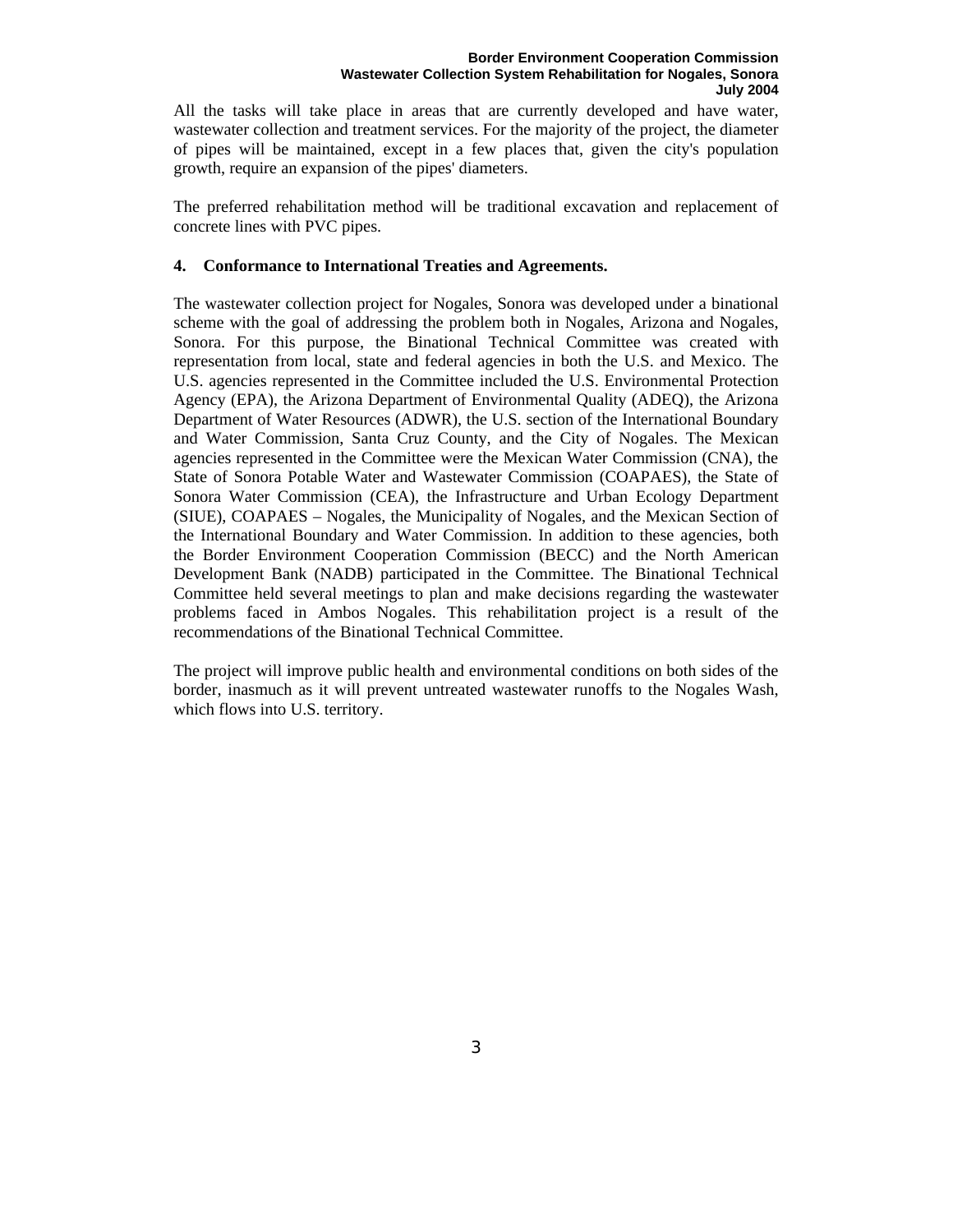All the tasks will take place in areas that are currently developed and have water, wastewater collection and treatment services. For the majority of the project, the diameter of pipes will be maintained, except in a few places that, given the city's population growth, require an expansion of the pipes' diameters.

The preferred rehabilitation method will be traditional excavation and replacement of concrete lines with PVC pipes.

## 4. Conformance to International Treaties and Agreements.

The wastewater collection project for Nogales, Sonora was developed under a binational scheme with the goal of addressing the problem both in Nogales, Arizona and Nogales, Sonora. For this purpose, the Binational Technical Committee was created with representation from local, state and federal agencies in both the U.S. and Mexico. The U.S. agencies represented in the Committee included the U.S. Environmental Protection Agency (EPA), the Arizona Department of Environmental Quality (ADEQ), the Arizona Department of Water Resources (ADWR), the U.S. section of the International Boundary and Water Commission, Santa Cruz County, and the City of Nogales. The Mexican agencies represented in the Committee were the Mexican Water Commission (CNA), the State of Sonora Potable Water and Wastewater Commission (COAPAES), the State of Sonora Water Commission (CEA), the Infrastructure and Urban Ecology Department (SIUE), COAPAES – Nogales, the Municipality of Nogales, and the Mexican Section of the International Boundary and Water Commission. In addition to these agencies, both the Border Environment Cooperation Commission (BECC) and the North American Development Bank (NADB) participated in the Committee. The Binational Technical Committee held several meetings to plan and make decisions regarding the wastewater problems faced in Ambos Nogales. This rehabilitation project is a result of the recommendations of the Binational Technical Committee.

The project will improve public health and environmental conditions on both sides of the border, inasmuch as it will prevent untreated wastewater runoffs to the Nogales Wash, which flows into U.S. territory.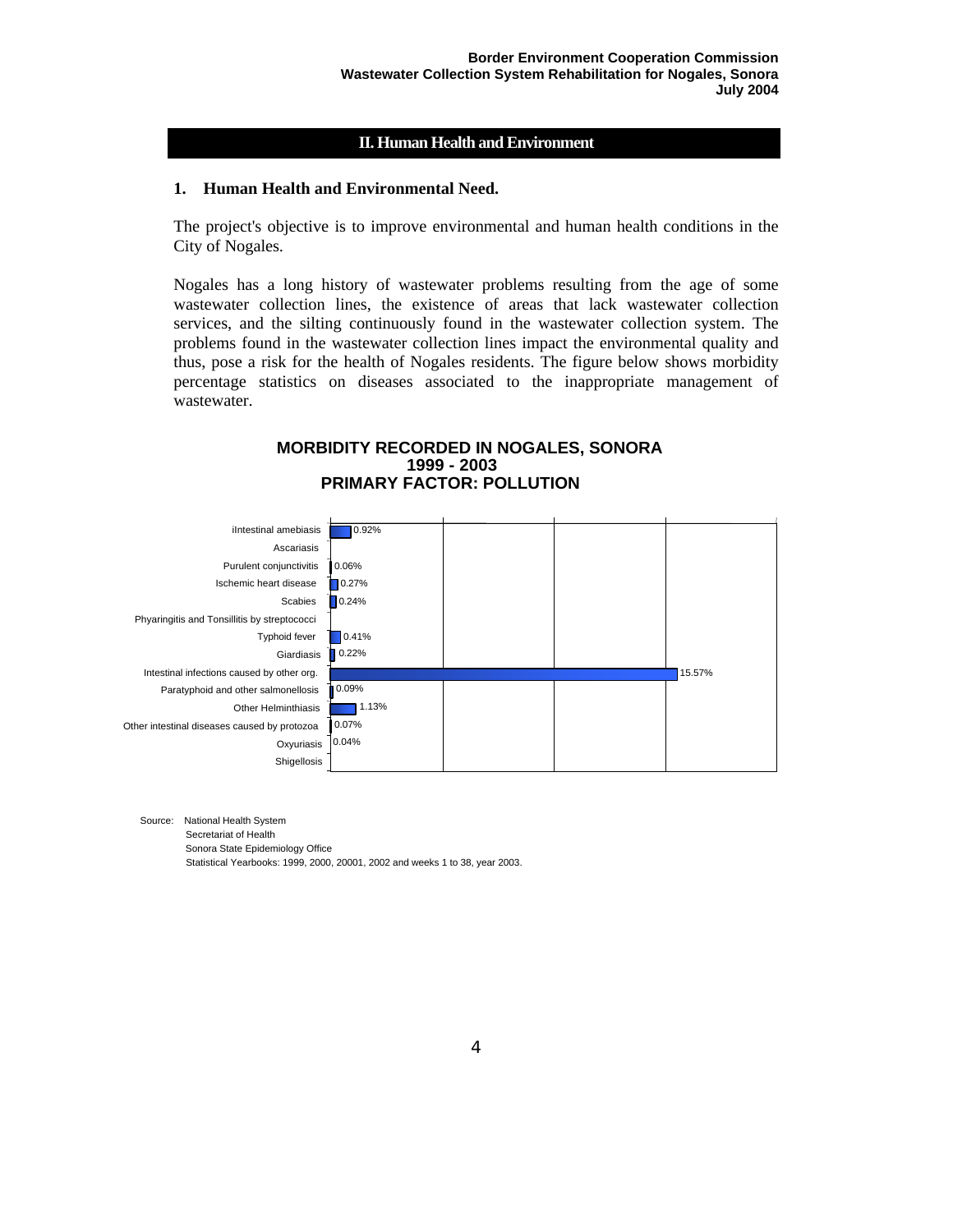## II. Human Health and Environment

### 1. Human Health and Environmental Need.

The project's objective is to improve environmental and human health conditions in the City of Nogales.

Nogales has a long history of wastewater problems resulting from the age of some wastewater collection lines, the existence of areas that lack wastewater collection services, and the silting continuously found in the wastewater collection system. The problems found in the wastewater collection lines impact the environmental quality and thus, pose a risk for the health of Nogales residents. The figure below shows morbidity percentage statistics on diseases associated to the inappropriate management of wastewater.

**MORBIDITY RECORDED IN NOGALES, SONORA**
**1999 - 2003**
**PRIMARY FACTOR: POLLUTION**

| Disease | Percentage |
|---|---|
| iIntestinal amebiasis | 0.92% |
| Ascariasis | |
| Purulent conjunctivitis | 0.06% |
| Ischemic heart disease | 0.27% |
| Scabies | 0.24% |
| Phyaringitis and Tonsillitis by streptococci | |
| Typhoid fever | 0.41% |
| Giardiasis | 0.22% |
| Intestinal infections caused by other org. | 15.57% |
| Paratyphoid and other salmonellosis | 0.09% |
| Other Helminthiasis | 1.13% |
| Other intestinal diseases caused by protozoa | 0.07% |
| Oxyuriasis | 0.04% |
| Shigellosis | |

Source: National Health System
Secretariat of Health
Sonora State Epidemiology Office
Statistical Yearbooks: 1999, 2000, 20001, 2002 and weeks 1 to 38, year 2003.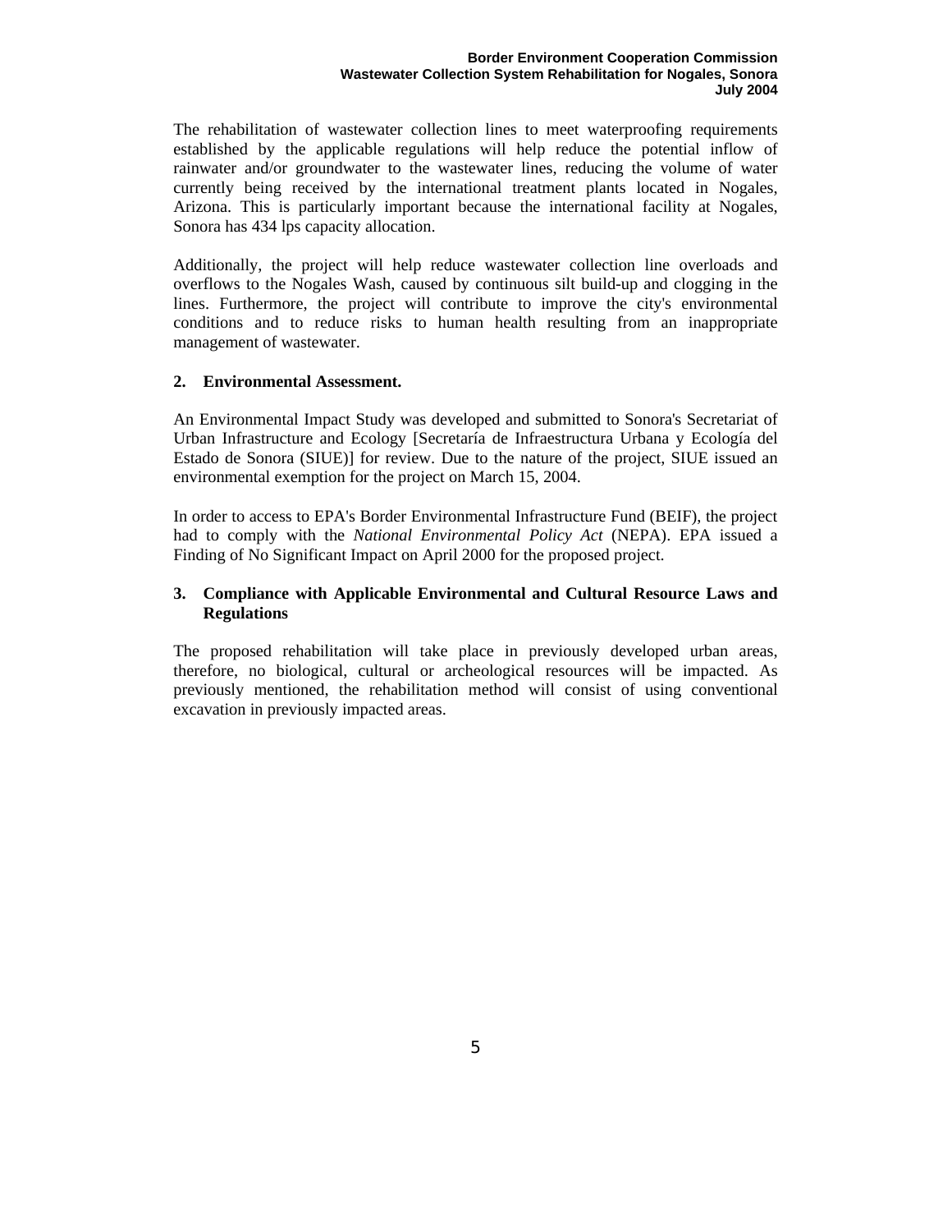The rehabilitation of wastewater collection lines to meet waterproofing requirements established by the applicable regulations will help reduce the potential inflow of rainwater and/or groundwater to the wastewater lines, reducing the volume of water currently being received by the international treatment plants located in Nogales, Arizona. This is particularly important because the international facility at Nogales, Sonora has 434 lps capacity allocation.

Additionally, the project will help reduce wastewater collection line overloads and overflows to the Nogales Wash, caused by continuous silt build-up and clogging in the lines. Furthermore, the project will contribute to improve the city's environmental conditions and to reduce risks to human health resulting from an inappropriate management of wastewater.

## 2. Environmental Assessment.

An Environmental Impact Study was developed and submitted to Sonora's Secretariat of Urban Infrastructure and Ecology [Secretaría de Infraestructura Urbana y Ecología del Estado de Sonora (SIUE)] for review. Due to the nature of the project, SIUE issued an environmental exemption for the project on March 15, 2004.

In order to access to EPA's Border Environmental Infrastructure Fund (BEIF), the project had to comply with the *National Environmental Policy Act* (NEPA). EPA issued a Finding of No Significant Impact on April 2000 for the proposed project.

## 3. Compliance with Applicable Environmental and Cultural Resource Laws and Regulations

The proposed rehabilitation will take place in previously developed urban areas, therefore, no biological, cultural or archeological resources will be impacted. As previously mentioned, the rehabilitation method will consist of using conventional excavation in previously impacted areas.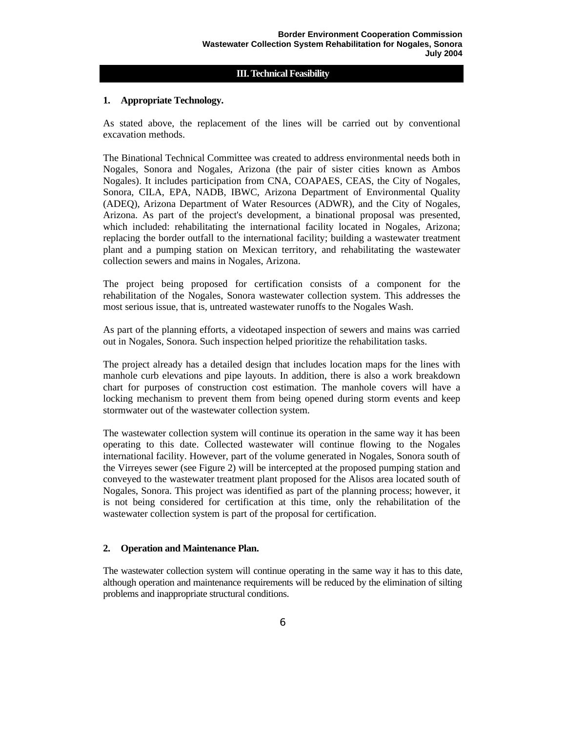## III. Technical Feasibility

### 1. Appropriate Technology.

As stated above, the replacement of the lines will be carried out by conventional excavation methods.

The Binational Technical Committee was created to address environmental needs both in Nogales, Sonora and Nogales, Arizona (the pair of sister cities known as Ambos Nogales). It includes participation from CNA, COAPAES, CEAS, the City of Nogales, Sonora, CILA, EPA, NADB, IBWC, Arizona Department of Environmental Quality (ADEQ), Arizona Department of Water Resources (ADWR), and the City of Nogales, Arizona. As part of the project's development, a binational proposal was presented, which included: rehabilitating the international facility located in Nogales, Arizona; replacing the border outfall to the international facility; building a wastewater treatment plant and a pumping station on Mexican territory, and rehabilitating the wastewater collection sewers and mains in Nogales, Arizona.

The project being proposed for certification consists of a component for the rehabilitation of the Nogales, Sonora wastewater collection system. This addresses the most serious issue, that is, untreated wastewater runoffs to the Nogales Wash.

As part of the planning efforts, a videotaped inspection of sewers and mains was carried out in Nogales, Sonora. Such inspection helped prioritize the rehabilitation tasks.

The project already has a detailed design that includes location maps for the lines with manhole curb elevations and pipe layouts. In addition, there is also a work breakdown chart for purposes of construction cost estimation. The manhole covers will have a locking mechanism to prevent them from being opened during storm events and keep stormwater out of the wastewater collection system.

The wastewater collection system will continue its operation in the same way it has been operating to this date. Collected wastewater will continue flowing to the Nogales international facility. However, part of the volume generated in Nogales, Sonora south of the Virreyes sewer (see Figure 2) will be intercepted at the proposed pumping station and conveyed to the wastewater treatment plant proposed for the Alisos area located south of Nogales, Sonora. This project was identified as part of the planning process; however, it is not being considered for certification at this time, only the rehabilitation of the wastewater collection system is part of the proposal for certification.

### 2. Operation and Maintenance Plan.

The wastewater collection system will continue operating in the same way it has to this date, although operation and maintenance requirements will be reduced by the elimination of silting problems and inappropriate structural conditions.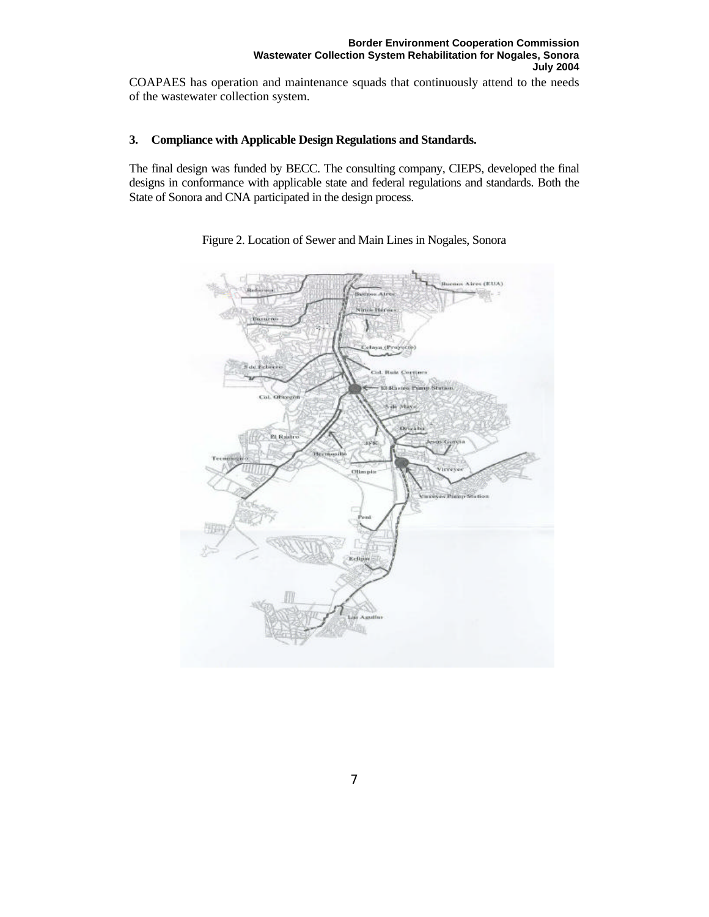COAPAES has operation and maintenance squads that continuously attend to the needs of the wastewater collection system.

### 3. Compliance with Applicable Design Regulations and Standards.

The final design was funded by BECC. The consulting company, CIEPS, developed the final designs in conformance with applicable state and federal regulations and standards. Both the State of Sonora and CNA participated in the design process.

Figure 2. Location of Sewer and Main Lines in Nogales, Sonora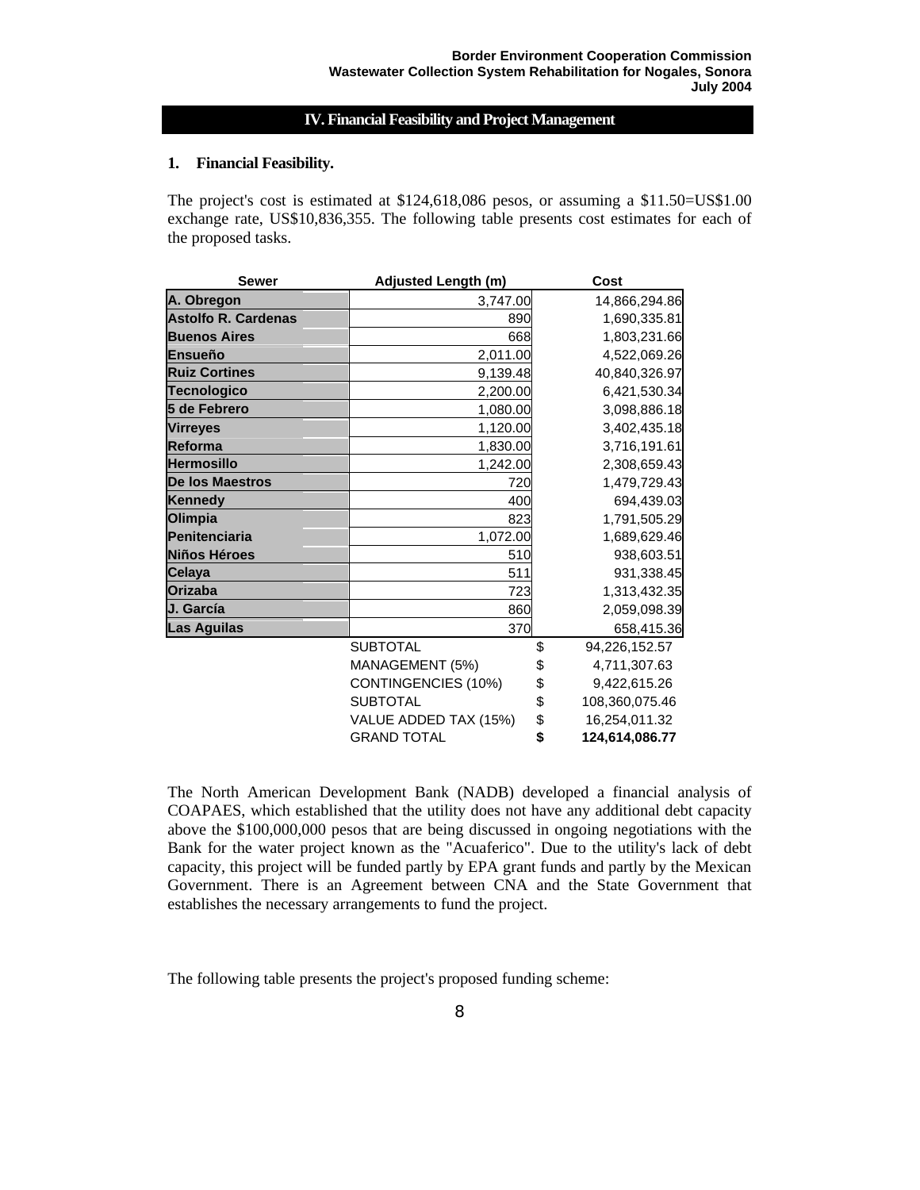## IV. Financial Feasibility and Project Management

### 1. Financial Feasibility.

The project's cost is estimated at $124,618,086 pesos, or assuming a $11.50=US$1.00 exchange rate, US$10,836,355. The following table presents cost estimates for each of the proposed tasks.

| Sewer | Adjusted Length (m) | Cost |
|---|---|---|
| A. Obregon | 3,747.00 | 14,866,294.86 |
| Astolfo R. Cardenas | 890 | 1,690,335.81 |
| Buenos Aires | 668 | 1,803,231.66 |
| Ensueño | 2,011.00 | 4,522,069.26 |
| Ruiz Cortines | 9,139.48 | 40,840,326.97 |
| Tecnologico | 2,200.00 | 6,421,530.34 |
| 5 de Febrero | 1,080.00 | 3,098,886.18 |
| Virreyes | 1,120.00 | 3,402,435.18 |
| Reforma | 1,830.00 | 3,716,191.61 |
| Hermosillo | 1,242.00 | 2,308,659.43 |
| De los Maestros | 720 | 1,479,729.43 |
| Kennedy | 400 | 694,439.03 |
| Olimpia | 823 | 1,791,505.29 |
| Penitenciaria | 1,072.00 | 1,689,629.46 |
| Niños Héroes | 510 | 938,603.51 |
| Celaya | 511 | 931,338.45 |
| Orizaba | 723 | 1,313,432.35 |
| J. García | 860 | 2,059,098.39 |
| Las Aguilas | 370 | 658,415.36 |
| | SUBTOTAL | $ 94,226,152.57 |
| | MANAGEMENT (5%) | $ 4,711,307.63 |
| | CONTINGENCIES (10%) | $ 9,422,615.26 |
| | SUBTOTAL | $ 108,360,075.46 |
| | VALUE ADDED TAX (15%) | $ 16,254,011.32 |
| | **GRAND TOTAL** | **$ 124,614,086.77** |

The North American Development Bank (NADB) developed a financial analysis of COAPAES, which established that the utility does not have any additional debt capacity above the $100,000,000 pesos that are being discussed in ongoing negotiations with the Bank for the water project known as the "Acuaferico". Due to the utility's lack of debt capacity, this project will be funded partly by EPA grant funds and partly by the Mexican Government. There is an Agreement between CNA and the State Government that establishes the necessary arrangements to fund the project.

The following table presents the project's proposed funding scheme: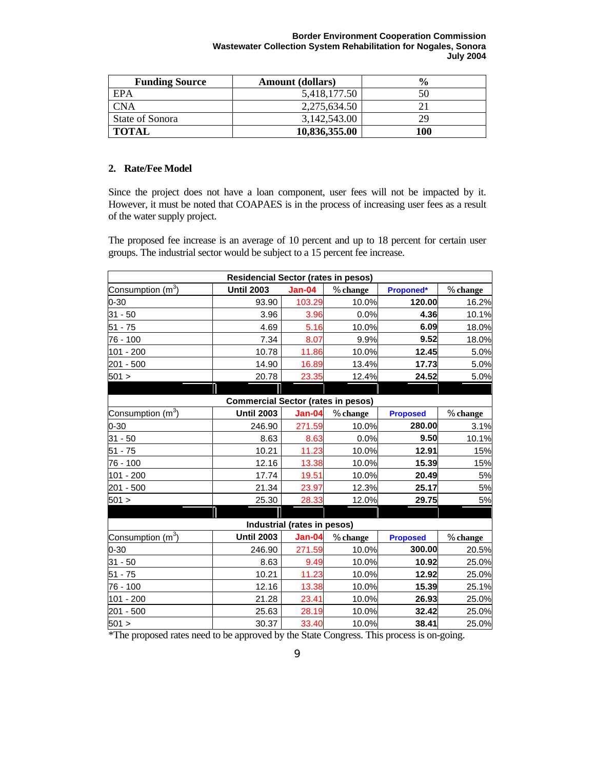| Funding Source | Amount (dollars) | % |
|---|---|---|
| EPA | 5,418,177.50 | 50 |
| CNA | 2,275,634.50 | 21 |
| State of Sonora | 3,142,543.00 | 29 |
| **TOTAL** | **10,836,355.00** | **100** |

## 2. Rate/Fee Model

Since the project does not have a loan component, user fees will not be impacted by it. However, it must be noted that COAPAES is in the process of increasing user fees as a result of the water supply project.

The proposed fee increase is an average of 10 percent and up to 18 percent for certain user groups. The industrial sector would be subject to a 15 percent fee increase.

| Residencial Sector (rates in pesos) | | | | | |
|---|---|---|---|---|---|
| Consumption ($m^3$) | Until 2003 | Jan-04 | % change | Proponed* | % change |
| 0-30 | 93.90 | 103.29 | 10.0% | 120.00 | 16.2% |
| 31 - 50 | 3.96 | 3.96 | 0.0% | 4.36 | 10.1% |
| 51 - 75 | 4.69 | 5.16 | 10.0% | 6.09 | 18.0% |
| 76 - 100 | 7.34 | 8.07 | 9.9% | 9.52 | 18.0% |
| 101 - 200 | 10.78 | 11.86 | 10.0% | 12.45 | 5.0% |
| 201 - 500 | 14.90 | 16.89 | 13.4% | 17.73 | 5.0% |
| 501 > | 20.78 | 23.35 | 12.4% | 24.52 | 5.0% |
| **Commercial Sector (rates in pesos)** | | | | | |
| Consumption ($m^3$) | Until 2003 | Jan-04 | % change | Proposed | % change |
| 0-30 | 246.90 | 271.59 | 10.0% | 280.00 | 3.1% |
| 31 - 50 | 8.63 | 8.63 | 0.0% | 9.50 | 10.1% |
| 51 - 75 | 10.21 | 11.23 | 10.0% | 12.91 | 15% |
| 76 - 100 | 12.16 | 13.38 | 10.0% | 15.39 | 15% |
| 101 - 200 | 17.74 | 19.51 | 10.0% | 20.49 | 5% |
| 201 - 500 | 21.34 | 23.97 | 12.3% | 25.17 | 5% |
| 501 > | 25.30 | 28.33 | 12.0% | 29.75 | 5% |
| **Industrial (rates in pesos)** | | | | | |
| Consumption ($m^3$) | Until 2003 | Jan-04 | % change | Proposed | % change |
| 0-30 | 246.90 | 271.59 | 10.0% | 300.00 | 20.5% |
| 31 - 50 | 8.63 | 9.49 | 10.0% | 10.92 | 25.0% |
| 51 - 75 | 10.21 | 11.23 | 10.0% | 12.92 | 25.0% |
| 76 - 100 | 12.16 | 13.38 | 10.0% | 15.39 | 25.1% |
| 101 - 200 | 21.28 | 23.41 | 10.0% | 26.93 | 25.0% |
| 201 - 500 | 25.63 | 28.19 | 10.0% | 32.42 | 25.0% |
| 501 > | 30.37 | 33.40 | 10.0% | 38.41 | 25.0% |

*The proposed rates need to be approved by the State Congress. This process is on-going.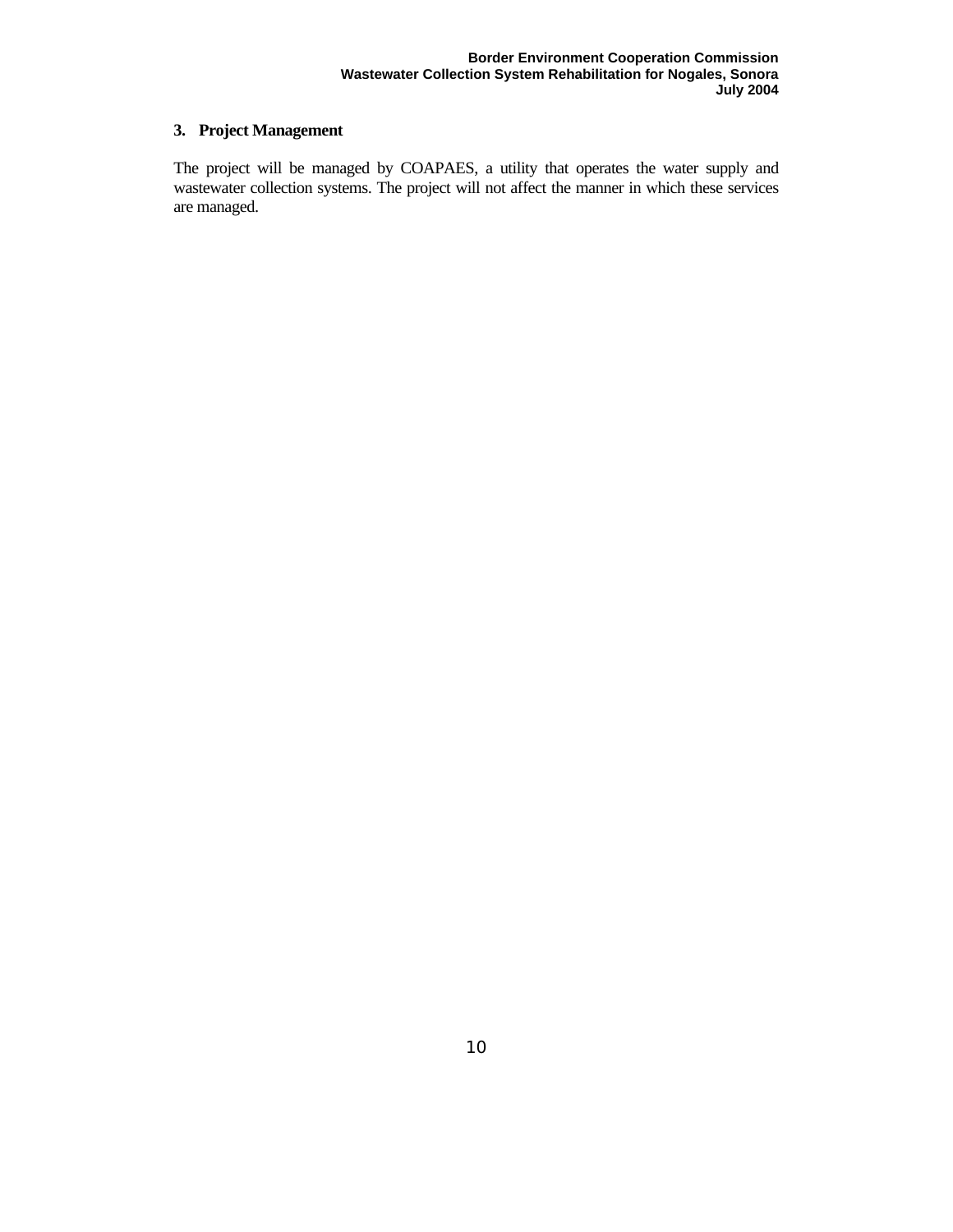## 3. Project Management

The project will be managed by COAPAES, a utility that operates the water supply and wastewater collection systems. The project will not affect the manner in which these services are managed.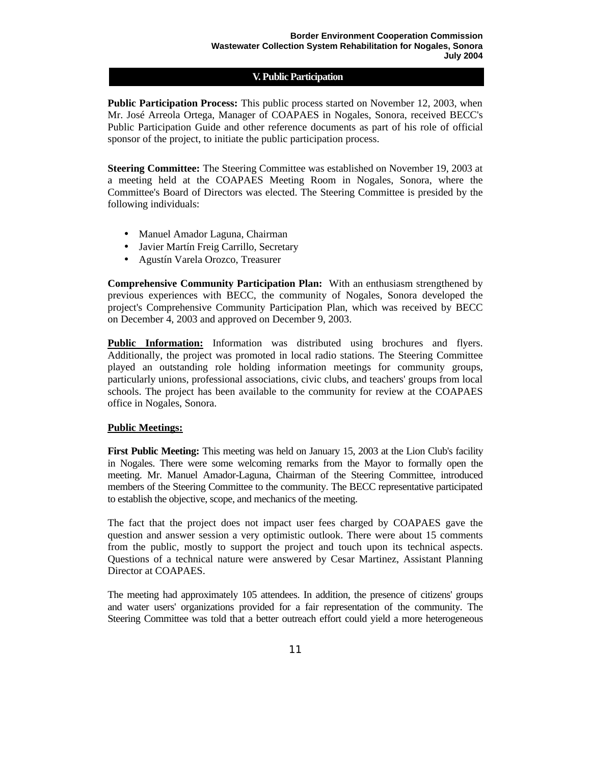## V. Public Participation

**Public Participation Process:** This public process started on November 12, 2003, when Mr. José Arreola Ortega, Manager of COAPAES in Nogales, Sonora, received BECC's Public Participation Guide and other reference documents as part of his role of official sponsor of the project, to initiate the public participation process.

**Steering Committee:** The Steering Committee was established on November 19, 2003 at a meeting held at the COAPAES Meeting Room in Nogales, Sonora, where the Committee's Board of Directors was elected. The Steering Committee is presided by the following individuals:

- Manuel Amador Laguna, Chairman
- Javier Martín Freig Carrillo, Secretary
- Agustín Varela Orozco, Treasurer

**Comprehensive Community Participation Plan:** With an enthusiasm strengthened by previous experiences with BECC, the community of Nogales, Sonora developed the project's Comprehensive Community Participation Plan, which was received by BECC on December 4, 2003 and approved on December 9, 2003.

**Public Information:** Information was distributed using brochures and flyers. Additionally, the project was promoted in local radio stations. The Steering Committee played an outstanding role holding information meetings for community groups, particularly unions, professional associations, civic clubs, and teachers' groups from local schools. The project has been available to the community for review at the COAPAES office in Nogales, Sonora.

**Public Meetings:**

**First Public Meeting:** This meeting was held on January 15, 2003 at the Lion Club's facility in Nogales. There were some welcoming remarks from the Mayor to formally open the meeting. Mr. Manuel Amador-Laguna, Chairman of the Steering Committee, introduced members of the Steering Committee to the community. The BECC representative participated to establish the objective, scope, and mechanics of the meeting.

The fact that the project does not impact user fees charged by COAPAES gave the question and answer session a very optimistic outlook. There were about 15 comments from the public, mostly to support the project and touch upon its technical aspects. Questions of a technical nature were answered by Cesar Martinez, Assistant Planning Director at COAPAES.

The meeting had approximately 105 attendees. In addition, the presence of citizens' groups and water users' organizations provided for a fair representation of the community. The Steering Committee was told that a better outreach effort could yield a more heterogeneous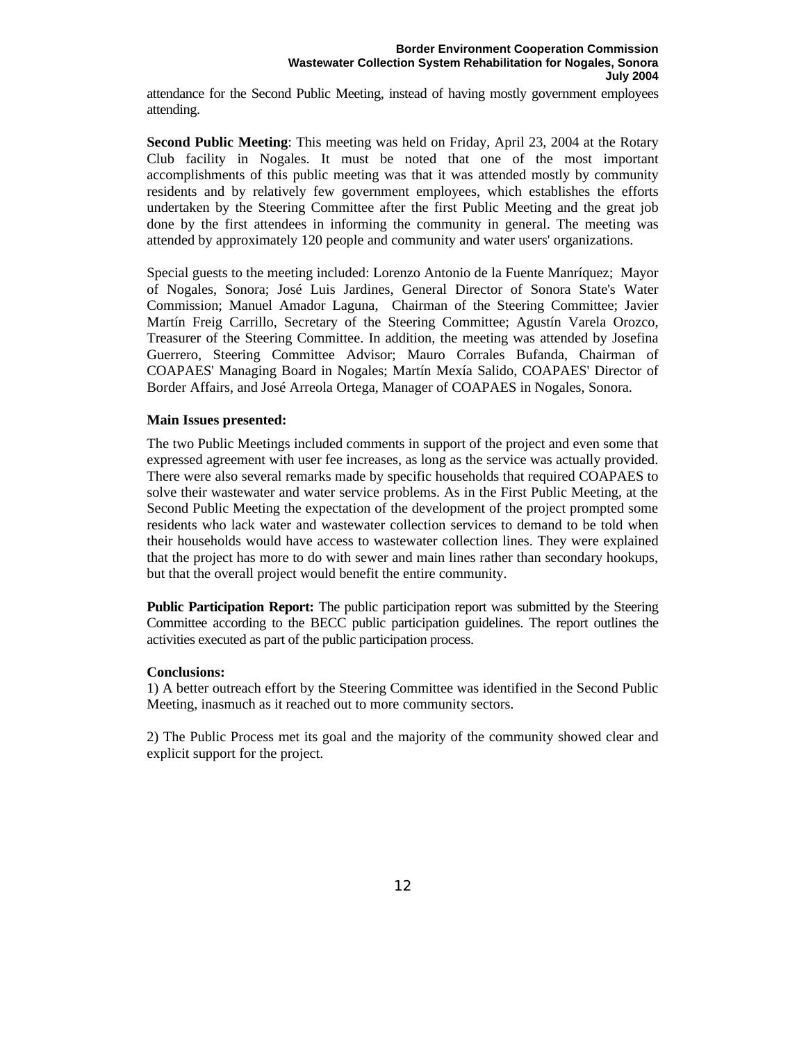attendance for the Second Public Meeting, instead of having mostly government employees attending.

**Second Public Meeting**: This meeting was held on Friday, April 23, 2004 at the Rotary Club facility in Nogales. It must be noted that one of the most important accomplishments of this public meeting was that it was attended mostly by community residents and by relatively few government employees, which establishes the efforts undertaken by the Steering Committee after the first Public Meeting and the great job done by the first attendees in informing the community in general. The meeting was attended by approximately 120 people and community and water users' organizations.

Special guests to the meeting included: Lorenzo Antonio de la Fuente Manríquez; Mayor of Nogales, Sonora; José Luis Jardines, General Director of Sonora State's Water Commission; Manuel Amador Laguna, Chairman of the Steering Committee; Javier Martín Freig Carrillo, Secretary of the Steering Committee; Agustín Varela Orozco, Treasurer of the Steering Committee. In addition, the meeting was attended by Josefina Guerrero, Steering Committee Advisor; Mauro Corrales Bufanda, Chairman of COAPAES' Managing Board in Nogales; Martín Mexía Salido, COAPAES' Director of Border Affairs, and José Arreola Ortega, Manager of COAPAES in Nogales, Sonora.

**Main Issues presented:**

The two Public Meetings included comments in support of the project and even some that expressed agreement with user fee increases, as long as the service was actually provided. There were also several remarks made by specific households that required COAPAES to solve their wastewater and water service problems. As in the First Public Meeting, at the Second Public Meeting the expectation of the development of the project prompted some residents who lack water and wastewater collection services to demand to be told when their households would have access to wastewater collection lines. They were explained that the project has more to do with sewer and main lines rather than secondary hookups, but that the overall project would benefit the entire community.

**Public Participation Report:** The public participation report was submitted by the Steering Committee according to the BECC public participation guidelines. The report outlines the activities executed as part of the public participation process.

**Conclusions:**

1) A better outreach effort by the Steering Committee was identified in the Second Public Meeting, inasmuch as it reached out to more community sectors.

2) The Public Process met its goal and the majority of the community showed clear and explicit support for the project.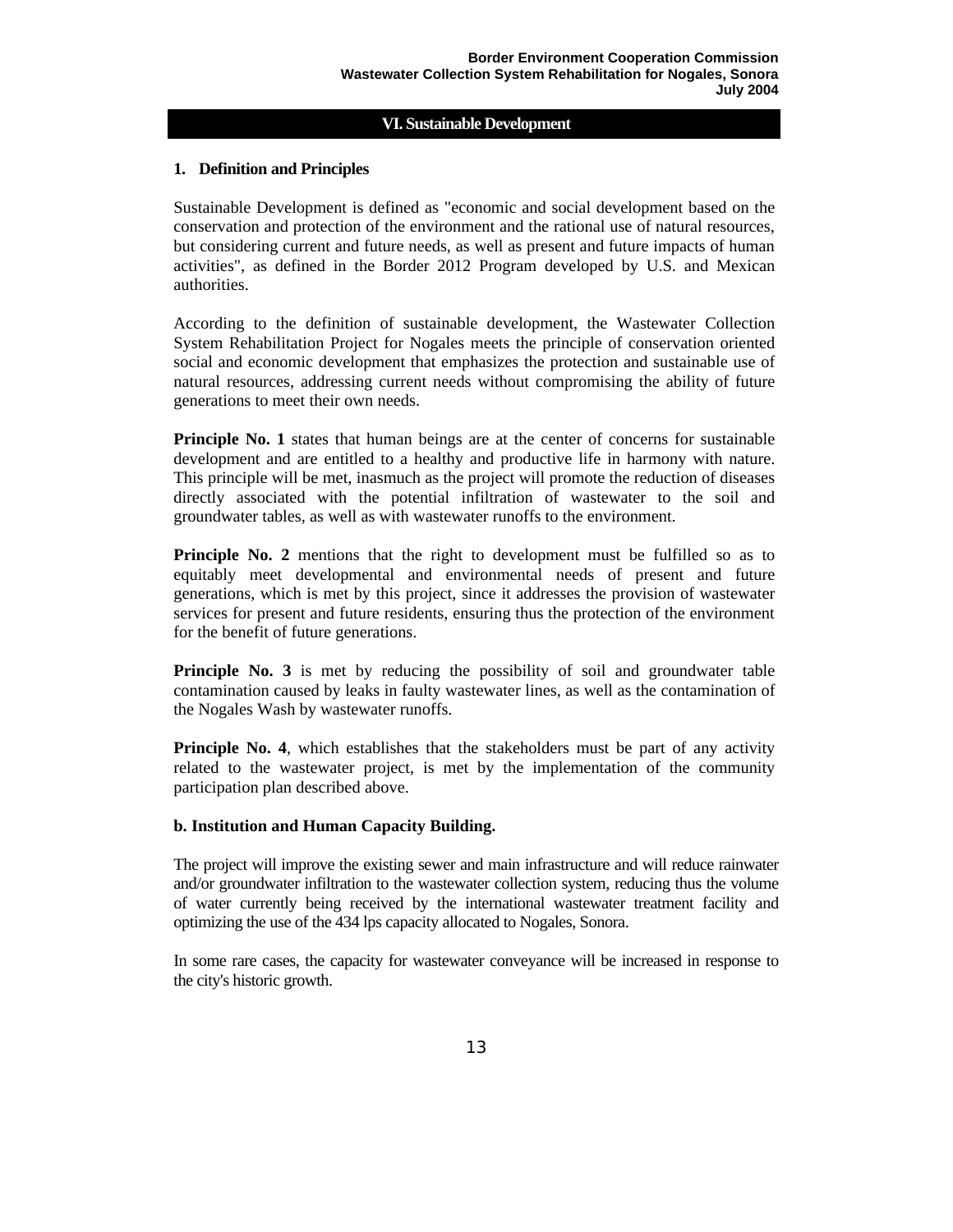# VI. Sustainable Development

## 1. Definition and Principles

Sustainable Development is defined as "economic and social development based on the conservation and protection of the environment and the rational use of natural resources, but considering current and future needs, as well as present and future impacts of human activities", as defined in the Border 2012 Program developed by U.S. and Mexican authorities.

According to the definition of sustainable development, the Wastewater Collection System Rehabilitation Project for Nogales meets the principle of conservation oriented social and economic development that emphasizes the protection and sustainable use of natural resources, addressing current needs without compromising the ability of future generations to meet their own needs.

**Principle No. 1** states that human beings are at the center of concerns for sustainable development and are entitled to a healthy and productive life in harmony with nature. This principle will be met, inasmuch as the project will promote the reduction of diseases directly associated with the potential infiltration of wastewater to the soil and groundwater tables, as well as with wastewater runoffs to the environment.

**Principle No. 2** mentions that the right to development must be fulfilled so as to equitably meet developmental and environmental needs of present and future generations, which is met by this project, since it addresses the provision of wastewater services for present and future residents, ensuring thus the protection of the environment for the benefit of future generations.

**Principle No. 3** is met by reducing the possibility of soil and groundwater table contamination caused by leaks in faulty wastewater lines, as well as the contamination of the Nogales Wash by wastewater runoffs.

**Principle No. 4**, which establishes that the stakeholders must be part of any activity related to the wastewater project, is met by the implementation of the community participation plan described above.

### b. Institution and Human Capacity Building.

The project will improve the existing sewer and main infrastructure and will reduce rainwater and/or groundwater infiltration to the wastewater collection system, reducing thus the volume of water currently being received by the international wastewater treatment facility and optimizing the use of the 434 lps capacity allocated to Nogales, Sonora.

In some rare cases, the capacity for wastewater conveyance will be increased in response to the city's historic growth.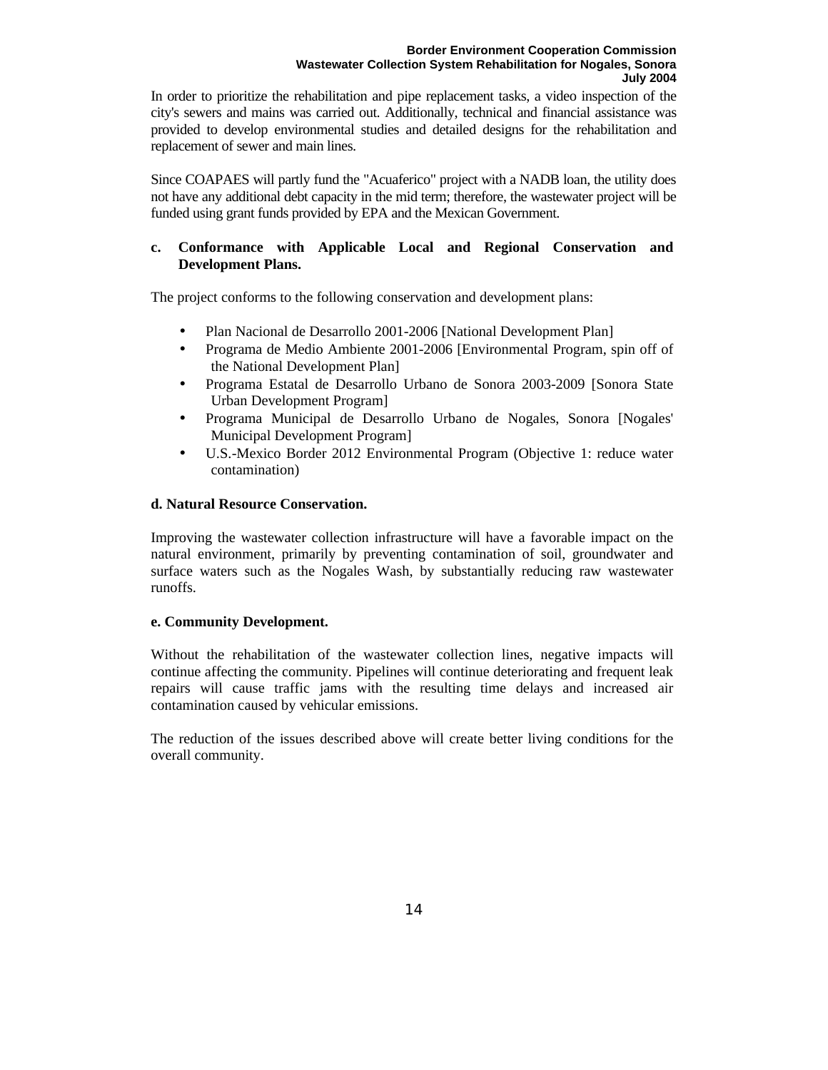In order to prioritize the rehabilitation and pipe replacement tasks, a video inspection of the city's sewers and mains was carried out. Additionally, technical and financial assistance was provided to develop environmental studies and detailed designs for the rehabilitation and replacement of sewer and main lines.

Since COAPAES will partly fund the "Acuaferico" project with a NADB loan, the utility does not have any additional debt capacity in the mid term; therefore, the wastewater project will be funded using grant funds provided by EPA and the Mexican Government.

**c. Conformance with Applicable Local and Regional Conservation and Development Plans.**

The project conforms to the following conservation and development plans:

- Plan Nacional de Desarrollo 2001-2006 [National Development Plan]
- Programa de Medio Ambiente 2001-2006 [Environmental Program, spin off of the National Development Plan]
- Programa Estatal de Desarrollo Urbano de Sonora 2003-2009 [Sonora State Urban Development Program]
- Programa Municipal de Desarrollo Urbano de Nogales, Sonora [Nogales' Municipal Development Program]
- U.S.-Mexico Border 2012 Environmental Program (Objective 1: reduce water contamination)

**d. Natural Resource Conservation.**

Improving the wastewater collection infrastructure will have a favorable impact on the natural environment, primarily by preventing contamination of soil, groundwater and surface waters such as the Nogales Wash, by substantially reducing raw wastewater runoffs.

**e. Community Development.**

Without the rehabilitation of the wastewater collection lines, negative impacts will continue affecting the community. Pipelines will continue deteriorating and frequent leak repairs will cause traffic jams with the resulting time delays and increased air contamination caused by vehicular emissions.

The reduction of the issues described above will create better living conditions for the overall community.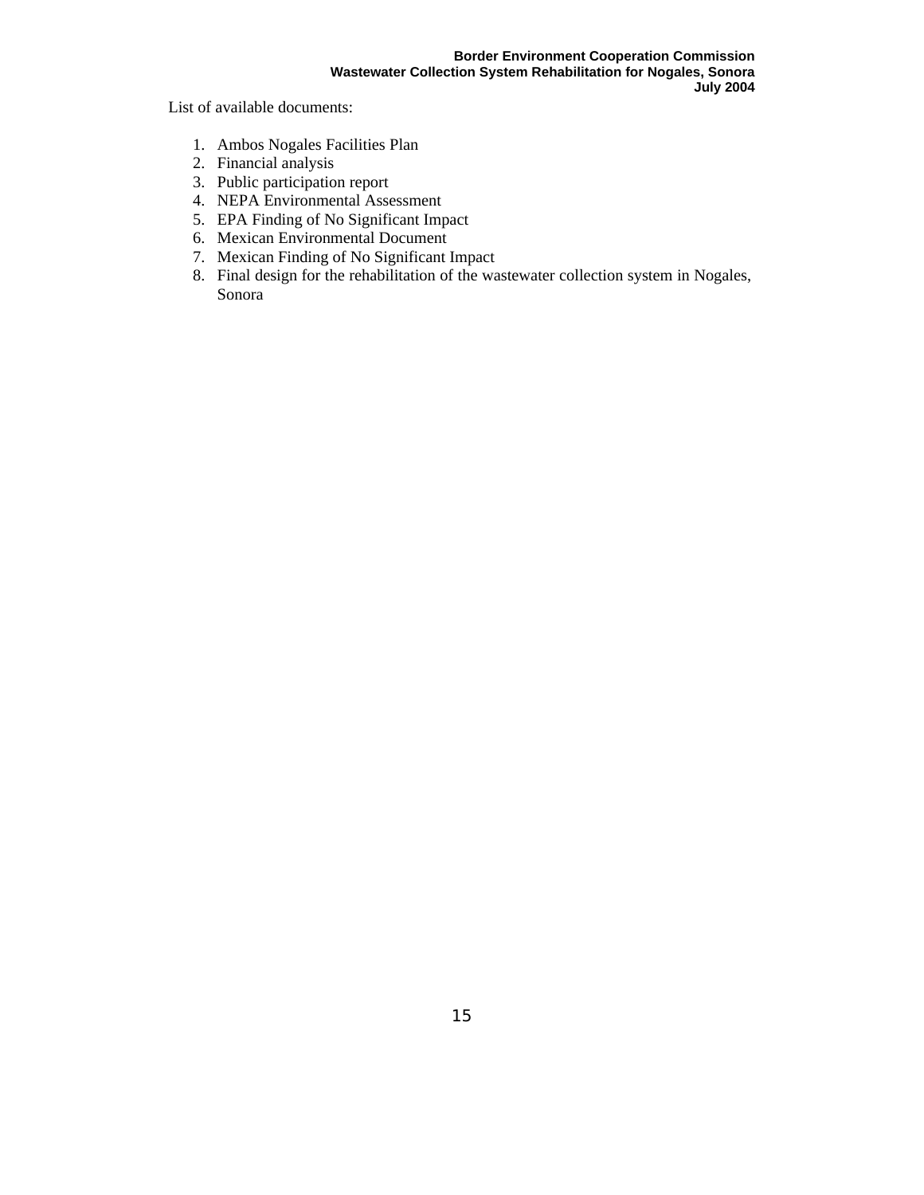List of available documents:

1. Ambos Nogales Facilities Plan
2. Financial analysis
3. Public participation report
4. NEPA Environmental Assessment
5. EPA Finding of No Significant Impact
6. Mexican Environmental Document
7. Mexican Finding of No Significant Impact
8. Final design for the rehabilitation of the wastewater collection system in Nogales, Sonora